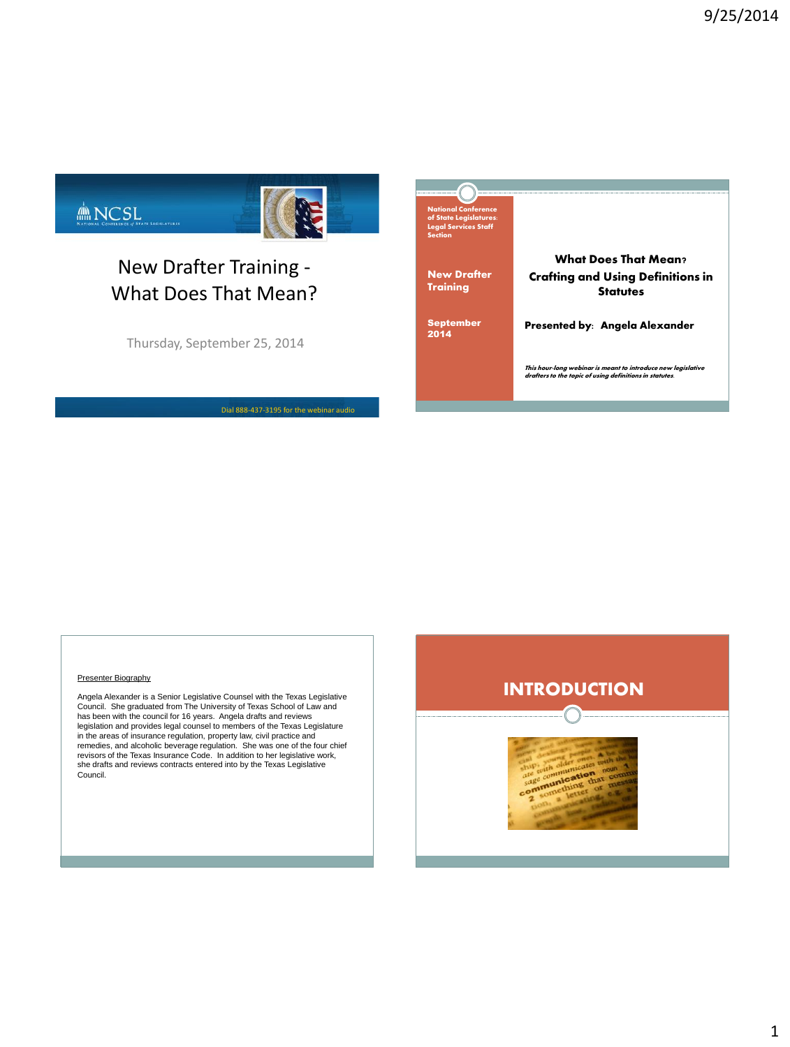# New Drafter Training - What Does That Mean?

Thursday, September 25, 2014

Dial 888-437-3195 for the webinar audio

---

National Conference of State Legislatures: Legal Services Staff Section

New Drafter Training

September 2014

**What Does That Mean?**
**Crafting and Using Definitions in Statutes**

**Presented by: Angela Alexander**

*This hour-long webinar is meant to introduce new legislative drafters to the topic of using definitions in statutes.*

---

Presenter Biography

Angela Alexander is a Senior Legislative Counsel with the Texas Legislative Council. She graduated from The University of Texas School of Law and has been with the council for 16 years. Angela drafts and reviews legislation and provides legal counsel to members of the Texas Legislature in the areas of insurance regulation, property law, civil practice and remedies, and alcoholic beverage regulation. She was one of the four chief revisors of the Texas Insurance Code. In addition to her legislative work, she drafts and reviews contracts entered into by the Texas Legislative Council.

---

## INTRODUCTION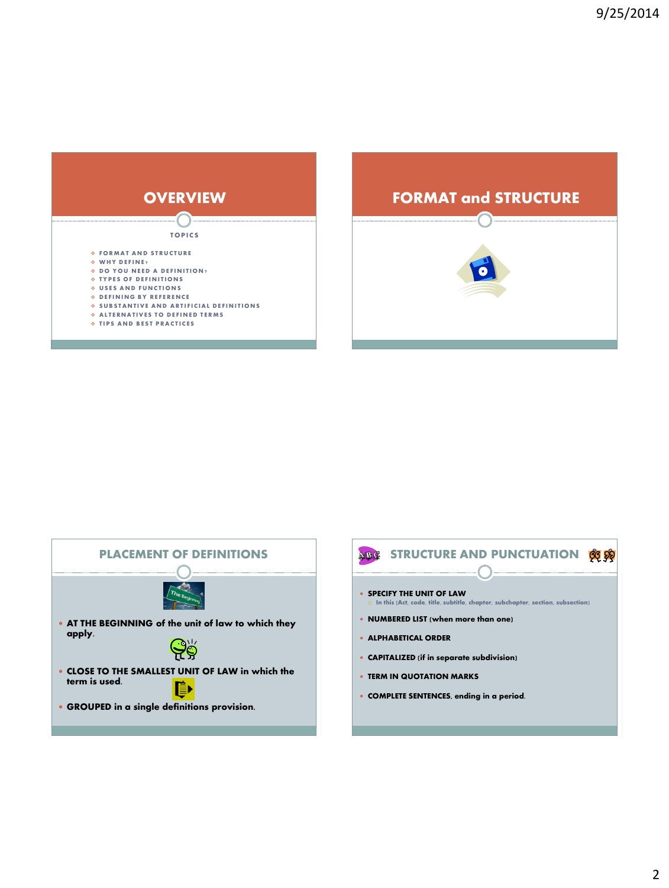## OVERVIEW

**TOPICS**

- FORMAT AND STRUCTURE
- WHY DEFINE?
- DO YOU NEED A DEFINITION?
- TYPES OF DEFINITIONS
- USES AND FUNCTIONS
- DEFINING BY REFERENCE
- SUBSTANTIVE AND ARTIFICIAL DEFINITIONS
- ALTERNATIVES TO DEFINED TERMS
- TIPS AND BEST PRACTICES

## FORMAT and STRUCTURE

## PLACEMENT OF DEFINITIONS

- **AT THE BEGINNING** of the unit of law to which they apply.
- **CLOSE TO THE SMALLEST UNIT OF LAW** in which the term is used.
- **GROUPED** in a single definitions provision.

## STRUCTURE AND PUNCTUATION

- **SPECIFY THE UNIT OF LAW**
  - In this (Act, code, title, subtitle, chapter, subchapter, section, subsection)
- **NUMBERED LIST** (when more than one)
- **ALPHABETICAL ORDER**
- **CAPITALIZED** (if in separate subdivision)
- **TERM IN QUOTATION MARKS**
- **COMPLETE SENTENCES**, ending in a period.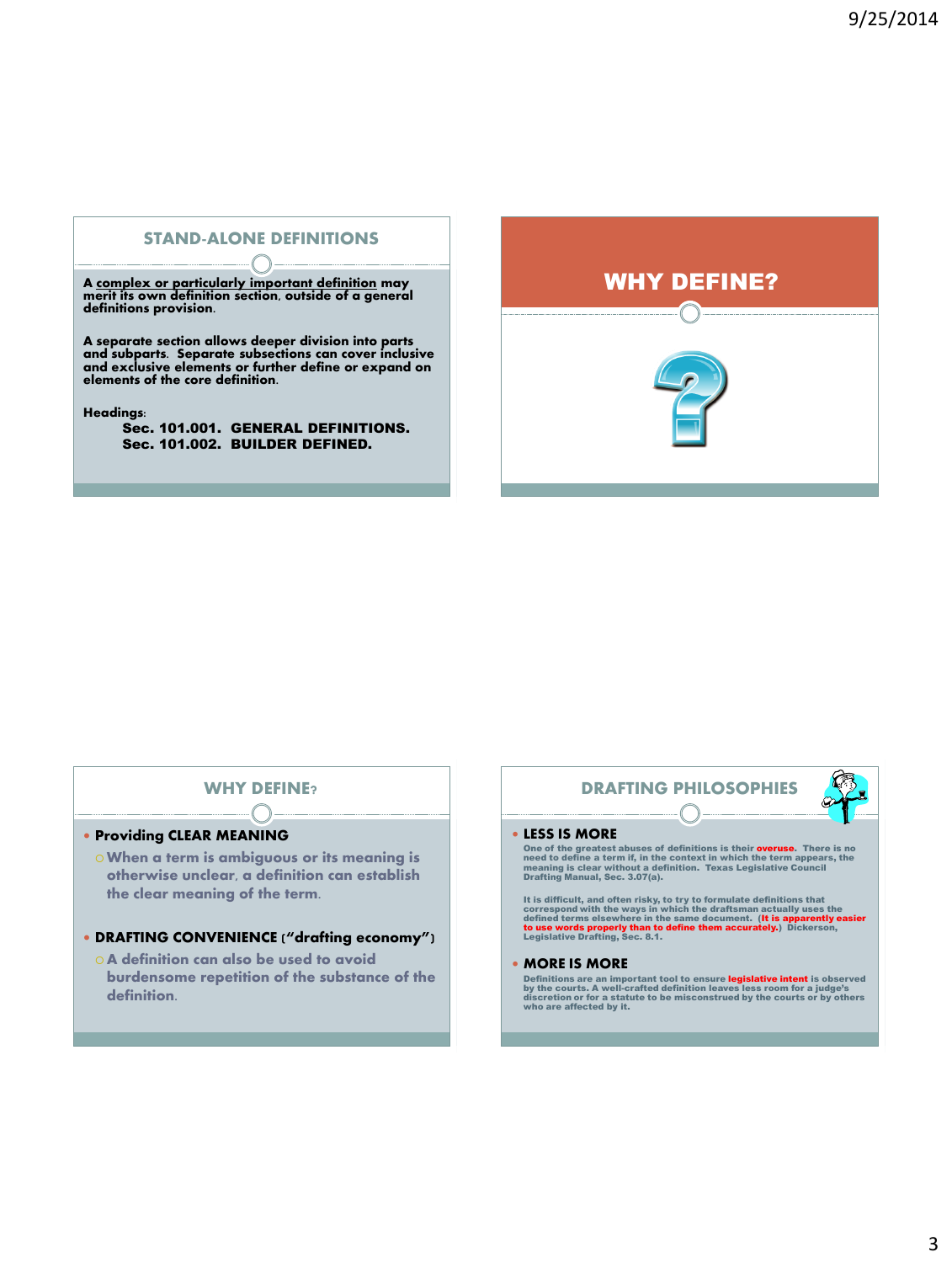## STAND-ALONE DEFINITIONS

A complex or particularly important definition may merit its own definition section, outside of a general definitions provision.

A separate section allows deeper division into parts and subparts. Separate subsections can cover inclusive and exclusive elements or further define or expand on elements of the core definition.

Headings:

**Sec. 101.001. GENERAL DEFINITIONS.**
**Sec. 101.002. BUILDER DEFINED.**

## WHY DEFINE?

## WHY DEFINE?

- **Providing CLEAR MEANING**
  - When a term is ambiguous or its meaning is otherwise unclear, a definition can establish the clear meaning of the term.
- **DRAFTING CONVENIENCE** ("drafting economy")
  - A definition can also be used to avoid burdensome repetition of the substance of the definition.

## DRAFTING PHILOSOPHIES

- **LESS IS MORE**

  One of the greatest abuses of definitions is their **overuse.** There is no need to define a term if, in the context in which the term appears, the meaning is clear without a definition. Texas Legislative Council Drafting Manual, Sec. 3.07(a).

  It is difficult, and often risky, to try to formulate definitions that correspond with the ways in which the draftsman actually uses the defined terms elsewhere in the same document. (**It is apparently easier to use words properly than to define them accurately.**) Dickerson, Legislative Drafting, Sec. 8.1.

- **MORE IS MORE**

  Definitions are an important tool to ensure **legislative intent** is observed by the courts. A well-crafted definition leaves less room for a judge's discretion or for a statute to be misconstrued by the courts or by others who are affected by it.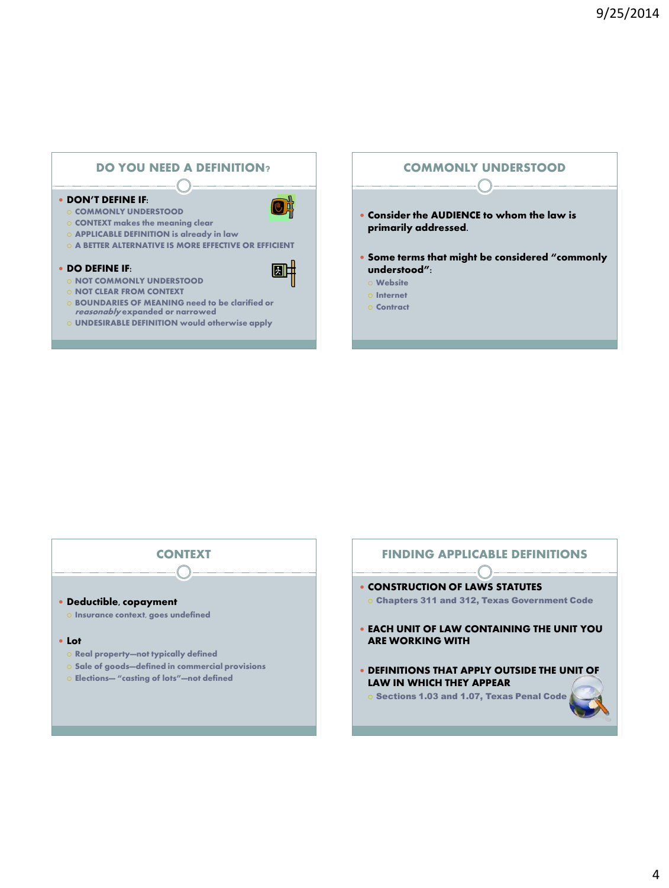## DO YOU NEED A DEFINITION?

- **DON'T DEFINE IF:**
  - COMMONLY UNDERSTOOD
  - CONTEXT makes the meaning clear
  - APPLICABLE DEFINITION is already in law
  - A BETTER ALTERNATIVE IS MORE EFFECTIVE OR EFFICIENT
- **DO DEFINE IF:**
  - NOT COMMONLY UNDERSTOOD
  - NOT CLEAR FROM CONTEXT
  - BOUNDARIES OF MEANING need to be clarified or *reasonably* expanded or narrowed
  - UNDESIRABLE DEFINITION would otherwise apply

## COMMONLY UNDERSTOOD

- **Consider the AUDIENCE to whom the law is primarily addressed.**
- **Some terms that might be considered "commonly understood":**
  - Website
  - Internet
  - Contract

## CONTEXT

- **Deductible, copayment**
  - Insurance context, goes undefined
- **Lot**
  - Real property—not typically defined
  - Sale of goods—defined in commercial provisions
  - Elections— "casting of lots"—not defined

## FINDING APPLICABLE DEFINITIONS

- **CONSTRUCTION OF LAWS STATUTES**
  - Chapters 311 and 312, Texas Government Code
- **EACH UNIT OF LAW CONTAINING THE UNIT YOU ARE WORKING WITH**
- **DEFINITIONS THAT APPLY OUTSIDE THE UNIT OF LAW IN WHICH THEY APPEAR**
  - Sections 1.03 and 1.07, Texas Penal Code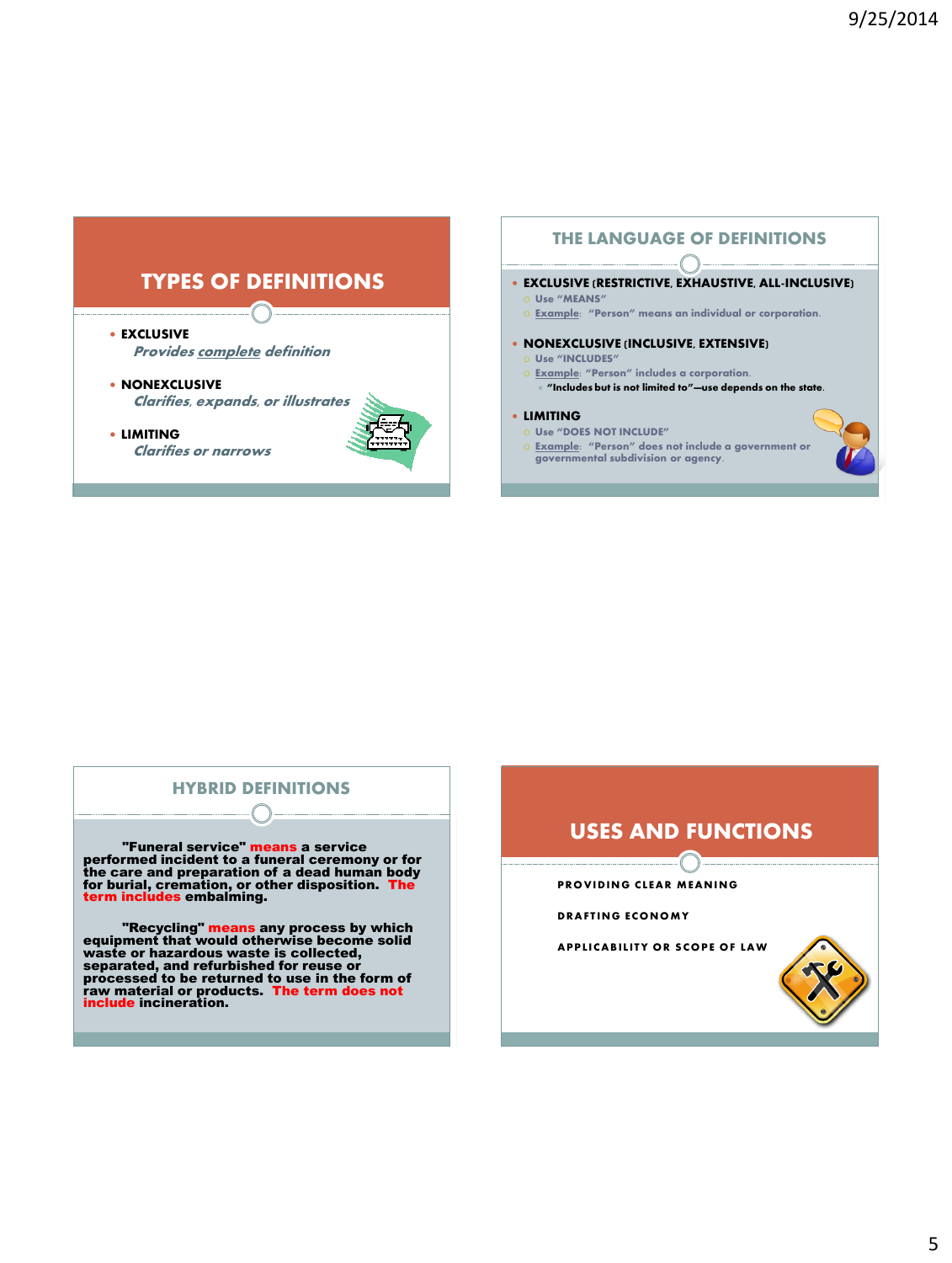## TYPES OF DEFINITIONS

- **EXCLUSIVE**
  *Provides complete definition*
- **NONEXCLUSIVE**
  *Clarifies, expands, or illustrates*
- **LIMITING**
  *Clarifies or narrows*

## THE LANGUAGE OF DEFINITIONS

- **EXCLUSIVE (RESTRICTIVE, EXHAUSTIVE, ALL-INCLUSIVE)**
  - Use "MEANS"
  - Example: "Person" means an individual or corporation.
- **NONEXCLUSIVE (INCLUSIVE, EXTENSIVE)**
  - Use "INCLUDES"
  - Example: "Person" includes a corporation.
    - "Includes but is not limited to"—use depends on the state.
- **LIMITING**
  - Use "DOES NOT INCLUDE"
  - Example: "Person" does not include a government or governmental subdivision or agency.

## HYBRID DEFINITIONS

**"Funeral service" means a service performed incident to a funeral ceremony or for the care and preparation of a dead human body for burial, cremation, or other disposition. The term includes embalming.**

**"Recycling" means any process by which equipment that would otherwise become solid waste or hazardous waste is collected, separated, and refurbished for reuse or processed to be returned to use in the form of raw material or products. The term does not include incineration.**

## USES AND FUNCTIONS

- PROVIDING CLEAR MEANING
- DRAFTING ECONOMY
- APPLICABILITY OR SCOPE OF LAW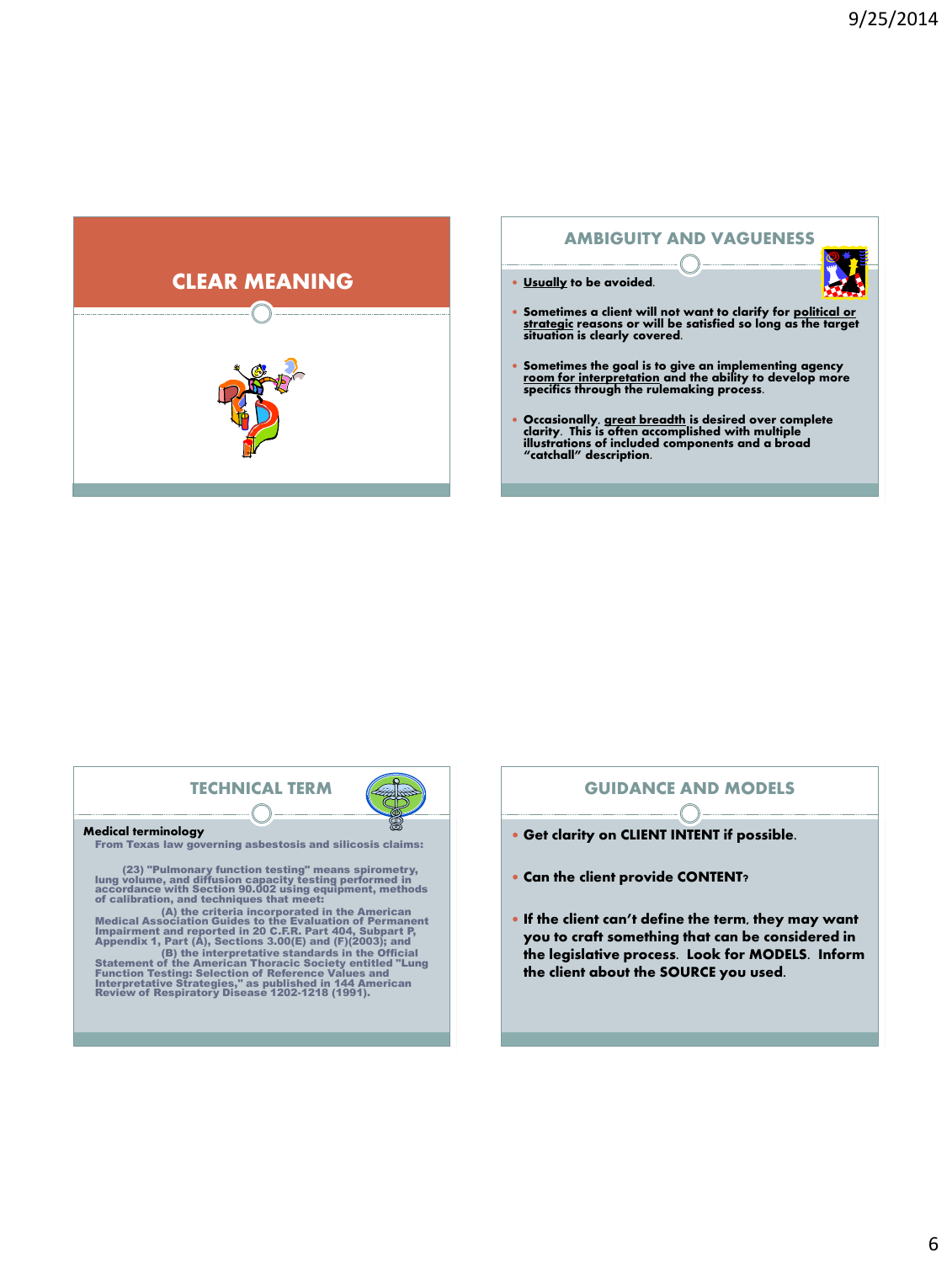## CLEAR MEANING

## AMBIGUITY AND VAGUENESS

- Usually to be avoided.
- Sometimes a client will not want to clarify for political or strategic reasons or will be satisfied so long as the target situation is clearly covered.
- Sometimes the goal is to give an implementing agency room for interpretation and the ability to develop more specifics through the rulemaking process.
- Occasionally, great breadth is desired over complete clarity. This is often accomplished with multiple illustrations of included components and a broad "catchall" description.

## TECHNICAL TERM

**Medical terminology**

From Texas law governing asbestosis and silicosis claims:

(23) "Pulmonary function testing" means spirometry, lung volume, and diffusion capacity testing performed in accordance with Section 90.002 using equipment, methods of calibration, and techniques that meet:

(A) the criteria incorporated in the American Medical Association Guides to the Evaluation of Permanent Impairment and reported in 20 C.F.R. Part 404, Subpart P, Appendix 1, Part (A), Sections 3.00(E) and (F)(2003); and

(B) the interpretative standards in the Official Statement of the American Thoracic Society entitled "Lung Function Testing: Selection of Reference Values and Interpretative Strategies," as published in 144 American Review of Respiratory Disease 1202-1218 (1991).

## GUIDANCE AND MODELS

- Get clarity on CLIENT INTENT if possible.
- Can the client provide CONTENT?
- If the client can't define the term, they may want you to craft something that can be considered in the legislative process. Look for MODELS. Inform the client about the SOURCE you used.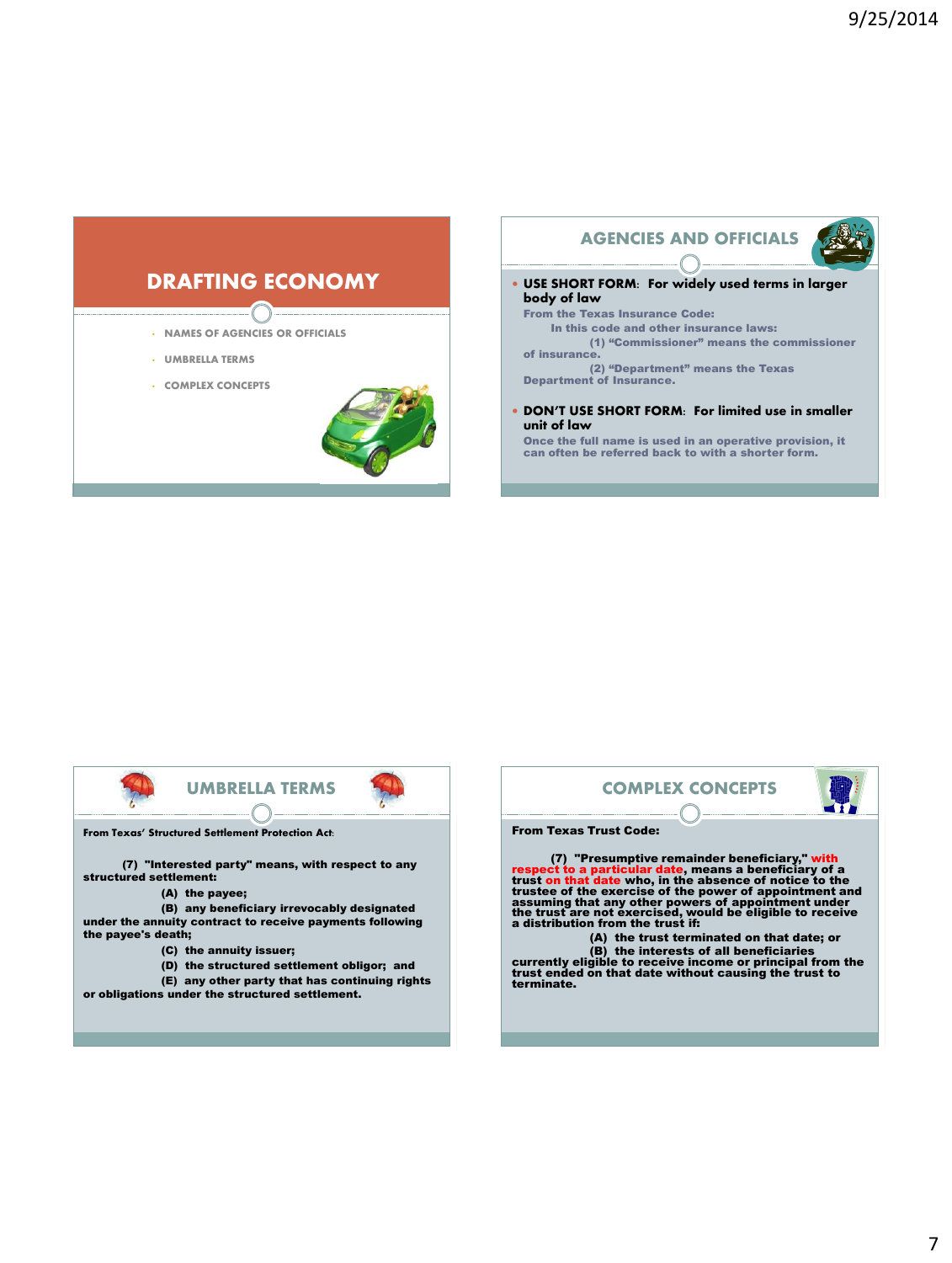## DRAFTING ECONOMY

- NAMES OF AGENCIES OR OFFICIALS
- UMBRELLA TERMS
- COMPLEX CONCEPTS

## AGENCIES AND OFFICIALS

- **USE SHORT FORM**: For widely used terms in larger body of law

  From the Texas Insurance Code:

  In this code and other insurance laws:

  (1) "Commissioner" means the commissioner of insurance.

  (2) "Department" means the Texas Department of Insurance.

- **DON'T USE SHORT FORM**: For limited use in smaller unit of law

  Once the full name is used in an operative provision, it can often be referred back to with a shorter form.

## UMBRELLA TERMS

**From Texas' Structured Settlement Protection Act:**

**(7) "Interested party" means, with respect to any structured settlement:**

**(A) the payee;**

**(B) any beneficiary irrevocably designated under the annuity contract to receive payments following the payee's death;**

**(C) the annuity issuer;**

**(D) the structured settlement obligor; and**

**(E) any other party that has continuing rights or obligations under the structured settlement.**

## COMPLEX CONCEPTS

**From Texas Trust Code:**

**(7) "Presumptive remainder beneficiary," with respect to a particular date, means a beneficiary of a trust on that date who, in the absence of notice to the trustee of the exercise of the power of appointment and assuming that any other powers of appointment under the trust are not exercised, would be eligible to receive a distribution from the trust if:**

**(A) the trust terminated on that date; or**

**(B) the interests of all beneficiaries currently eligible to receive income or principal from the trust ended on that date without causing the trust to terminate.**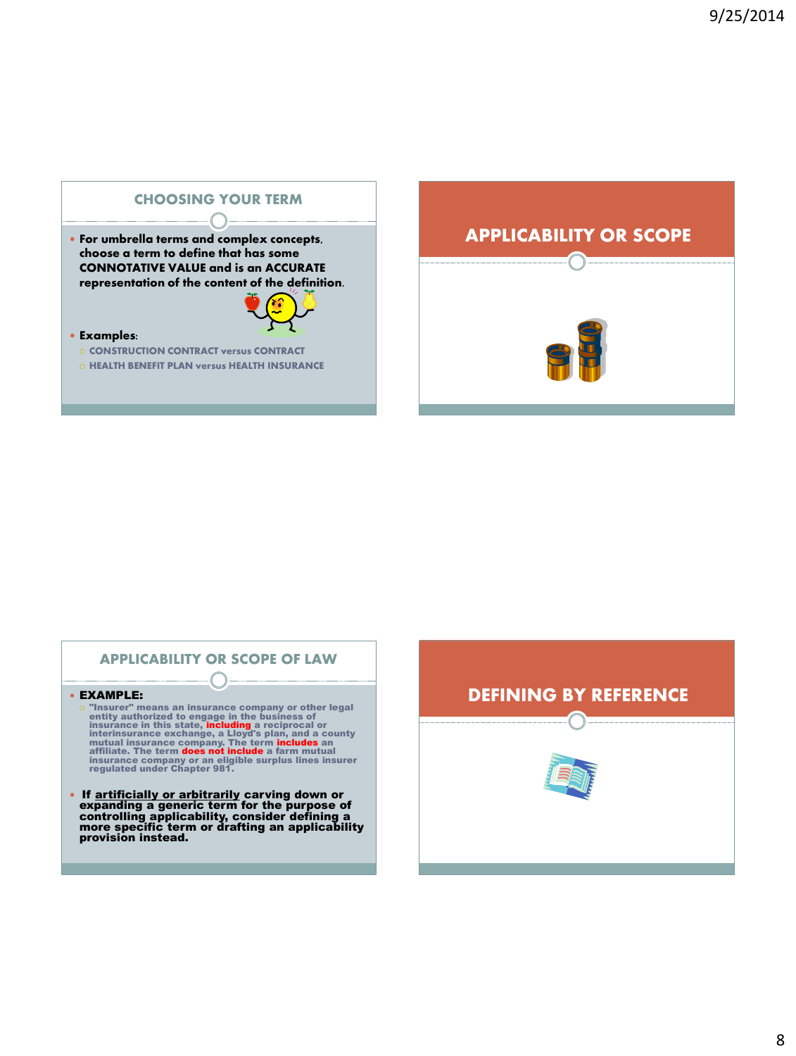## CHOOSING YOUR TERM

- For umbrella terms and complex concepts, choose a term to define that has some **CONNOTATIVE VALUE** and is an **ACCURATE** representation of the content of the definition.
- **Examples**:
  - CONSTRUCTION CONTRACT versus CONTRACT
  - HEALTH BENEFIT PLAN versus HEALTH INSURANCE

## APPLICABILITY OR SCOPE

## APPLICABILITY OR SCOPE OF LAW

- **EXAMPLE:**
  - "Insurer" means an insurance company or other legal entity authorized to engage in the business of insurance in this state, **including** a reciprocal or interinsurance exchange, a Lloyd's plan, and a county mutual insurance company. The term **includes** an affiliate. The term **does not include** a farm mutual insurance company or an eligible surplus lines insurer regulated under Chapter 981.
- If artificially or arbitrarily carving down or expanding a generic term for the purpose of controlling applicability, consider defining a more specific term or drafting an applicability provision instead.

## DEFINING BY REFERENCE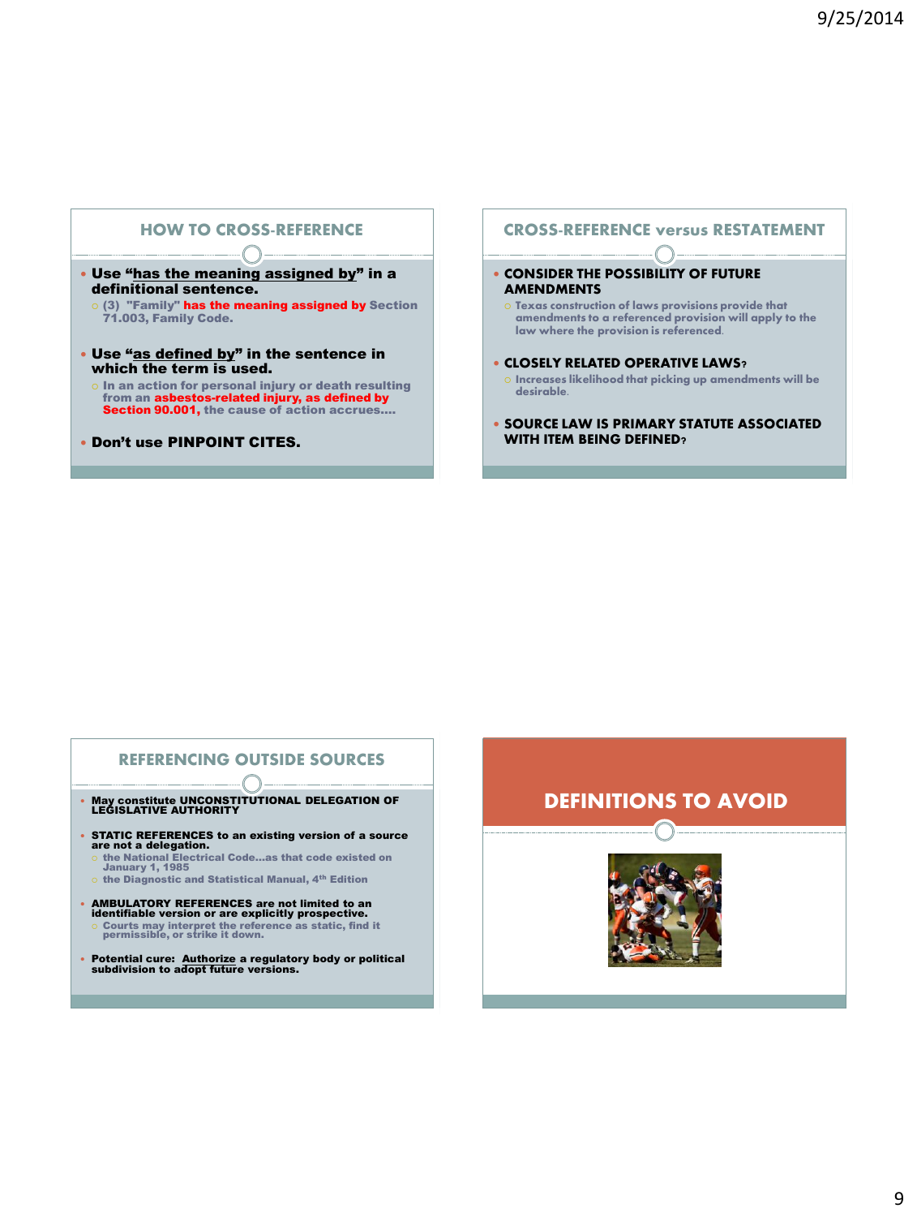## HOW TO CROSS-REFERENCE

- **Use "has the meaning assigned by" in a definitional sentence.**
  - (3) "Family" **has the meaning assigned by** Section 71.003, Family Code.
- **Use "as defined by" in the sentence in which the term is used.**
  - In an action for personal injury or death resulting from an **asbestos-related injury, as defined by Section 90.001,** the cause of action accrues....
- **Don't use PINPOINT CITES.**

## CROSS-REFERENCE versus RESTATEMENT

- **CONSIDER THE POSSIBILITY OF FUTURE AMENDMENTS**
  - Texas construction of laws provisions provide that amendments to a referenced provision will apply to the law where the provision is referenced.
- **CLOSELY RELATED OPERATIVE LAWS?**
  - Increases likelihood that picking up amendments will be desirable.
- **SOURCE LAW IS PRIMARY STATUTE ASSOCIATED WITH ITEM BEING DEFINED?**

## REFERENCING OUTSIDE SOURCES

- **May constitute UNCONSTITUTIONAL DELEGATION OF LEGISLATIVE AUTHORITY**
- **STATIC REFERENCES to an existing version of a source are not a delegation.**
  - the National Electrical Code...as that code existed on January 1, 1985
  - the Diagnostic and Statistical Manual, 4th Edition
- **AMBULATORY REFERENCES are not limited to an identifiable version or are explicitly prospective.**
  - Courts may interpret the reference as static, find it permissible, or strike it down.
- **Potential cure: Authorize a regulatory body or political subdivision to adopt future versions.**

## DEFINITIONS TO AVOID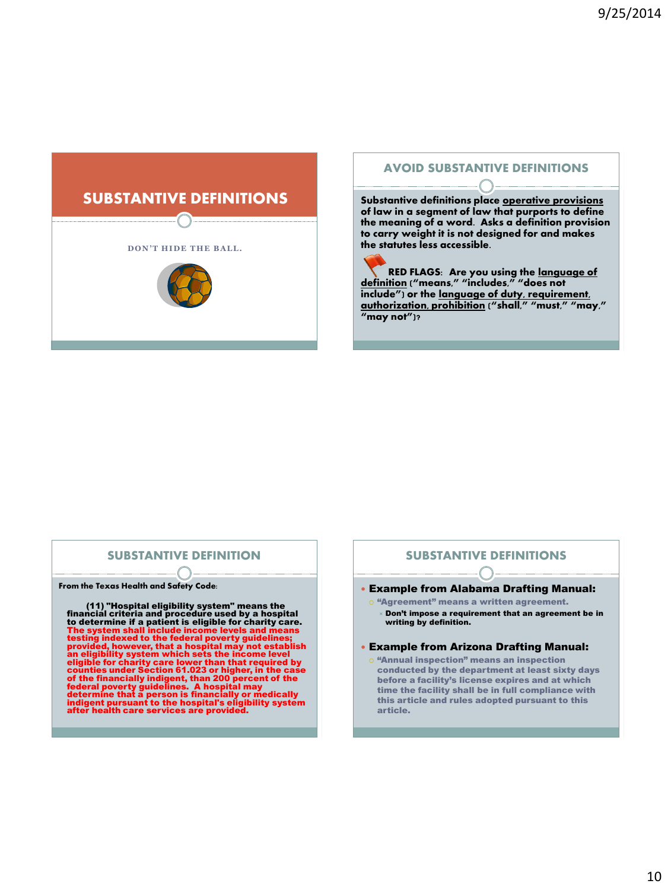# SUBSTANTIVE DEFINITIONS

DON'T HIDE THE BALL.

## AVOID SUBSTANTIVE DEFINITIONS

**Substantive definitions place <u>operative provisions</u> of law in a segment of law that purports to define the meaning of a word. Asks a definition provision to carry weight it is not designed for and makes the statutes less accessible.**

**RED FLAGS: Are you using the <u>language of definition</u> ("means," "includes," "does not include") or the <u>language of duty, requirement, authorization, prohibition</u> ("shall," "must," "may," "may not")?**

## SUBSTANTIVE DEFINITION

**From the Texas Health and Safety Code:**

**(11) "Hospital eligibility system" means the financial criteria and procedure used by a hospital to determine if a patient is eligible for charity care. The system shall include income levels and means testing indexed to the federal poverty guidelines; provided, however, that a hospital may not establish an eligibility system which sets the income level eligible for charity care lower than that required by counties under Section 61.023 or higher, in the case of the financially indigent, than 200 percent of the federal poverty guidelines. A hospital may determine that a person is financially or medically indigent pursuant to the hospital's eligibility system after health care services are provided.**

## SUBSTANTIVE DEFINITIONS

- **Example from Alabama Drafting Manual:**
  - **"Agreement" means a written agreement.**
    - **Don't impose a requirement that an agreement be in writing by definition.**
- **Example from Arizona Drafting Manual:**
  - **"Annual inspection" means an inspection conducted by the department at least sixty days before a facility's license expires and at which time the facility shall be in full compliance with this article and rules adopted pursuant to this article.**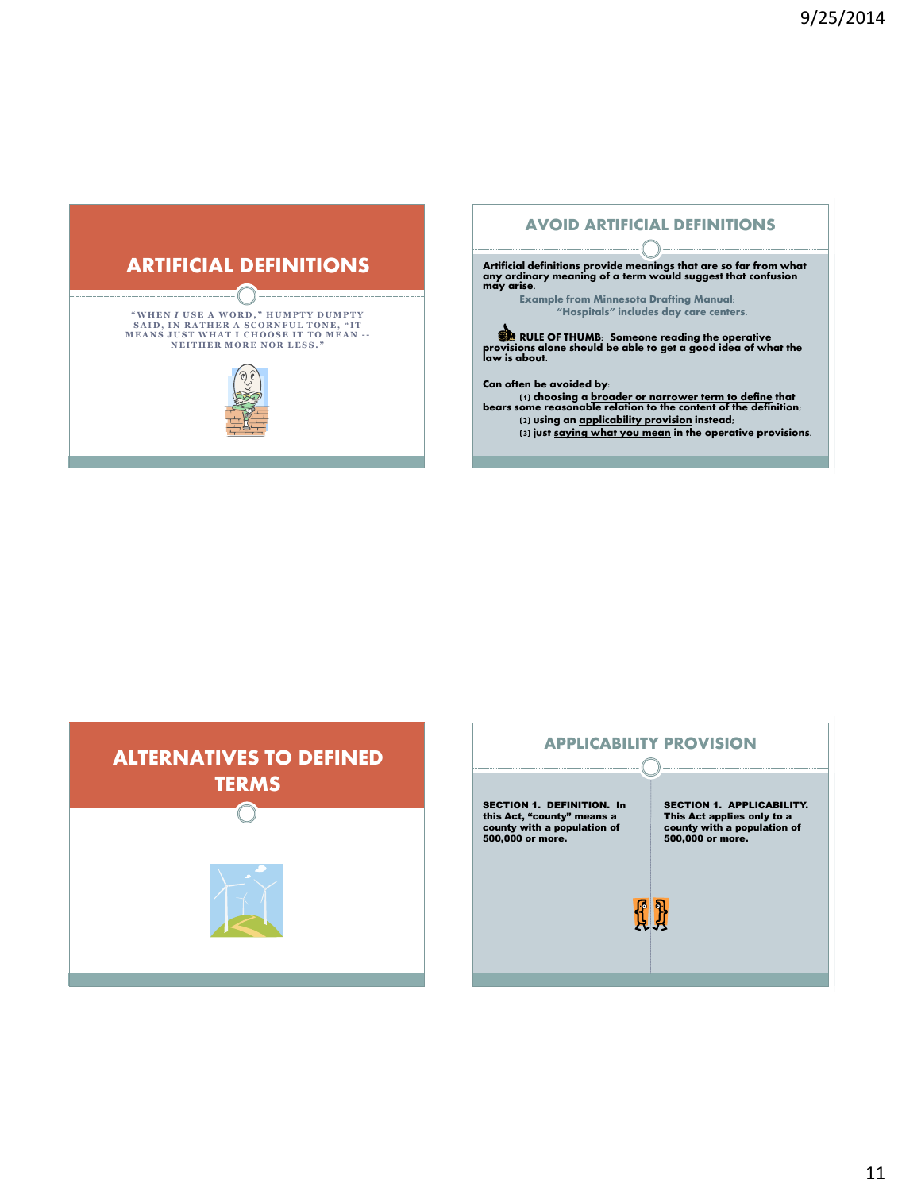## ARTIFICIAL DEFINITIONS

"WHEN *I* USE A WORD," HUMPTY DUMPTY SAID, IN RATHER A SCORNFUL TONE, "IT MEANS JUST WHAT I CHOOSE IT TO MEAN -- NEITHER MORE NOR LESS."

## AVOID ARTIFICIAL DEFINITIONS

**Artificial definitions provide meanings that are so far from what any ordinary meaning of a term would suggest that confusion may arise.**

**Example from Minnesota Drafting Manual:**
**"Hospitals" includes day care centers.**

**RULE OF THUMB: Someone reading the operative provisions alone should be able to get a good idea of what the law is about.**

**Can often be avoided by:**

**(1) choosing a broader or narrower term to define that bears some reasonable relation to the content of the definition;**
**(2) using an applicability provision instead;**
**(3) just saying what you mean in the operative provisions.**

## ALTERNATIVES TO DEFINED TERMS

## APPLICABILITY PROVISION

**SECTION 1. DEFINITION. In this Act, "county" means a county with a population of 500,000 or more.**

**SECTION 1. APPLICABILITY. This Act applies only to a county with a population of 500,000 or more.**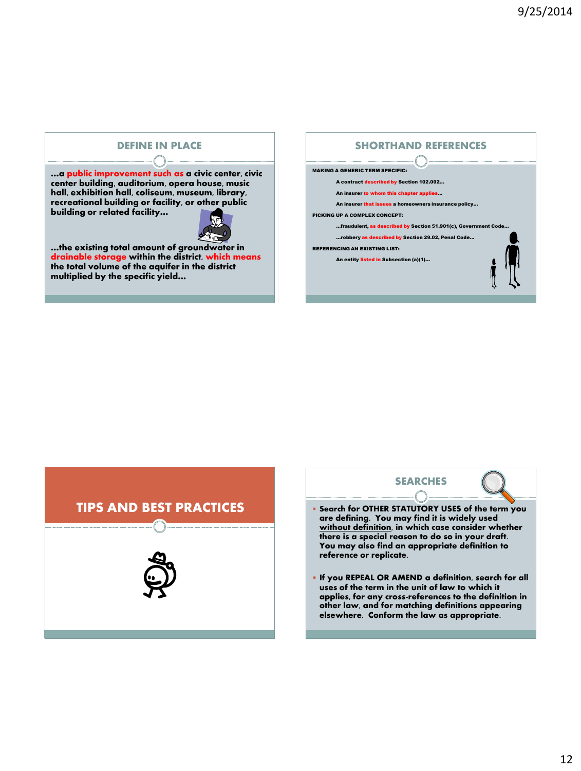## DEFINE IN PLACE

**…a public improvement such as a civic center, civic center building, auditorium, opera house, music hall, exhibition hall, coliseum, museum, library, recreational building or facility, or other public building or related facility…**

**…the existing total amount of groundwater in drainable storage within the district, which means the total volume of the aquifer in the district multiplied by the specific yield…**

## SHORTHAND REFERENCES

**MAKING A GENERIC TERM SPECIFIC:**

- A contract described by Section 102.002…
- An insurer to whom this chapter applies…
- An insurer that issues a homeowners insurance policy…

**PICKING UP A COMPLEX CONCEPT:**

- …fraudulent, as described by Section 51.901(c), Government Code…
- …robbery as described by Section 29.02, Penal Code…

**REFERENCING AN EXISTING LIST:**

- An entity listed in Subsection (a)(1)…

## TIPS AND BEST PRACTICES

## SEARCHES

- Search for OTHER STATUTORY USES of the term you are defining. You may find it is widely used without definition, in which case consider whether there is a special reason to do so in your draft. You may also find an appropriate definition to reference or replicate.
- If you REPEAL OR AMEND a definition, search for all uses of the term in the unit of law to which it applies, for any cross-references to the definition in other law, and for matching definitions appearing elsewhere. Conform the law as appropriate.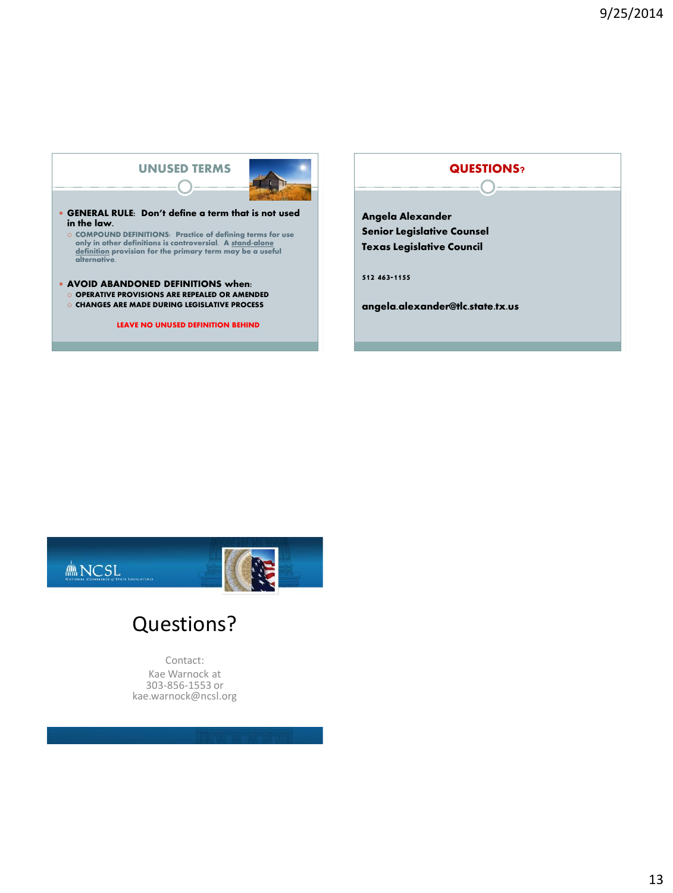## UNUSED TERMS

- **GENERAL RULE: Don't define a term that is not used in the law.**
  - COMPOUND DEFINITIONS: Practice of defining terms for use only in other definitions is controversial. A stand-alone definition provision for the primary term may be a useful alternative.
- **AVOID ABANDONED DEFINITIONS when:**
  - OPERATIVE PROVISIONS ARE REPEALED OR AMENDED
  - CHANGES ARE MADE DURING LEGISLATIVE PROCESS

LEAVE NO UNUSED DEFINITION BEHIND

## QUESTIONS?

**Angela Alexander**
**Senior Legislative Counsel**
**Texas Legislative Council**

512 463-1155

**angela.alexander@tlc.state.tx.us**

NCSL
National Conference of State Legislatures

## Questions?

Contact:
Kae Warnock at
303-856-1553 or
kae.warnock@ncsl.org